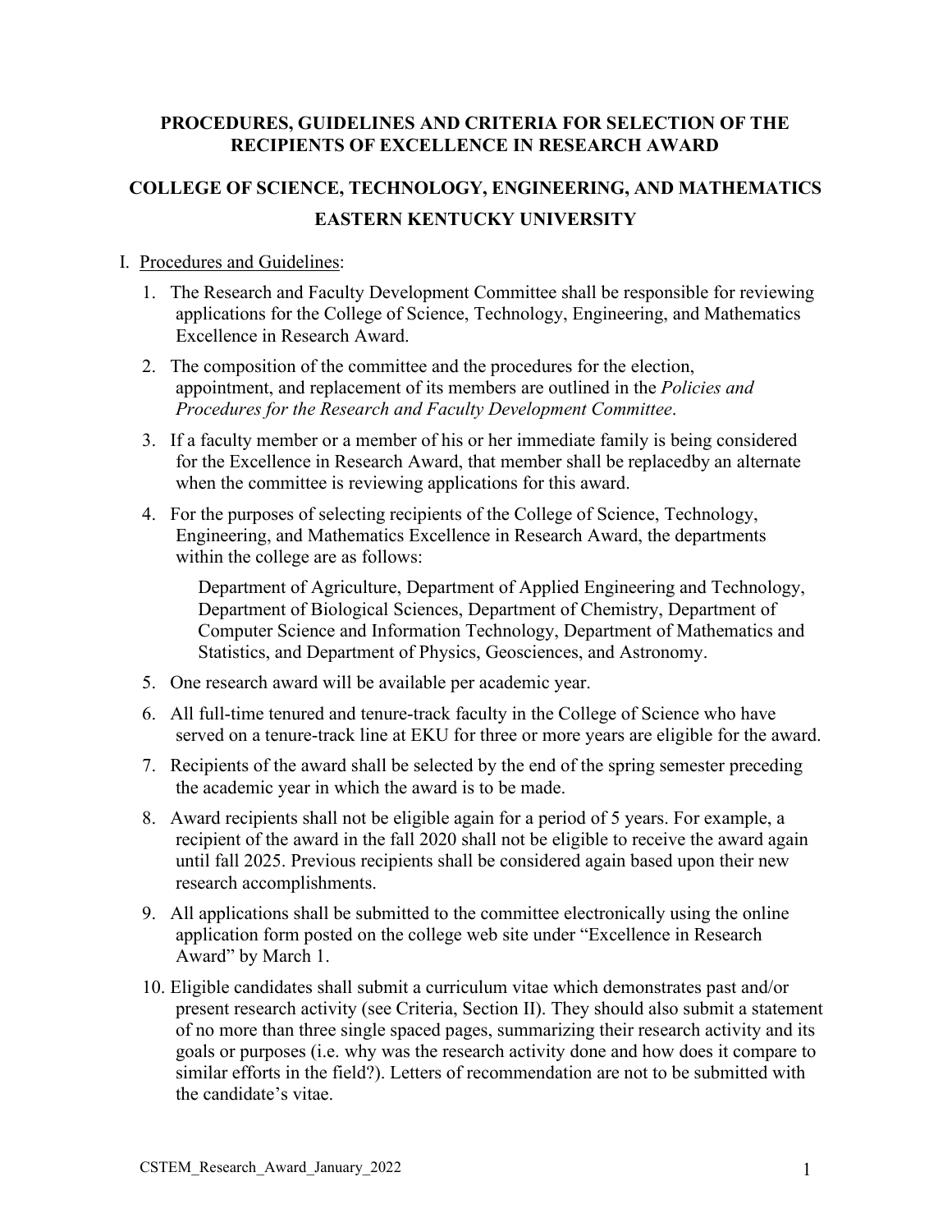# PROCEDURES, GUIDELINES AND CRITERIA FOR SELECTION OF THE RECIPIENTS OF EXCELLENCE IN RESEARCH AWARD

## COLLEGE OF SCIENCE, TECHNOLOGY, ENGINEERING, AND MATHEMATICS EASTERN KENTUCKY UNIVERSITY

I. Procedures and Guidelines:

1. The Research and Faculty Development Committee shall be responsible for reviewing applications for the College of Science, Technology, Engineering, and Mathematics Excellence in Research Award.
2. The composition of the committee and the procedures for the election, appointment, and replacement of its members are outlined in the *Policies and Procedures for the Research and Faculty Development Committee*.
3. If a faculty member or a member of his or her immediate family is being considered for the Excellence in Research Award, that member shall be replacedby an alternate when the committee is reviewing applications for this award.
4. For the purposes of selecting recipients of the College of Science, Technology, Engineering, and Mathematics Excellence in Research Award, the departments within the college are as follows:

   Department of Agriculture, Department of Applied Engineering and Technology, Department of Biological Sciences, Department of Chemistry, Department of Computer Science and Information Technology, Department of Mathematics and Statistics, and Department of Physics, Geosciences, and Astronomy.

5. One research award will be available per academic year.
6. All full-time tenured and tenure-track faculty in the College of Science who have served on a tenure-track line at EKU for three or more years are eligible for the award.
7. Recipients of the award shall be selected by the end of the spring semester preceding the academic year in which the award is to be made.
8. Award recipients shall not be eligible again for a period of 5 years. For example, a recipient of the award in the fall 2020 shall not be eligible to receive the award again until fall 2025. Previous recipients shall be considered again based upon their new research accomplishments.
9. All applications shall be submitted to the committee electronically using the online application form posted on the college web site under "Excellence in Research Award" by March 1.
10. Eligible candidates shall submit a curriculum vitae which demonstrates past and/or present research activity (see Criteria, Section II). They should also submit a statement of no more than three single spaced pages, summarizing their research activity and its goals or purposes (i.e. why was the research activity done and how does it compare to similar efforts in the field?). Letters of recommendation are not to be submitted with the candidate's vitae.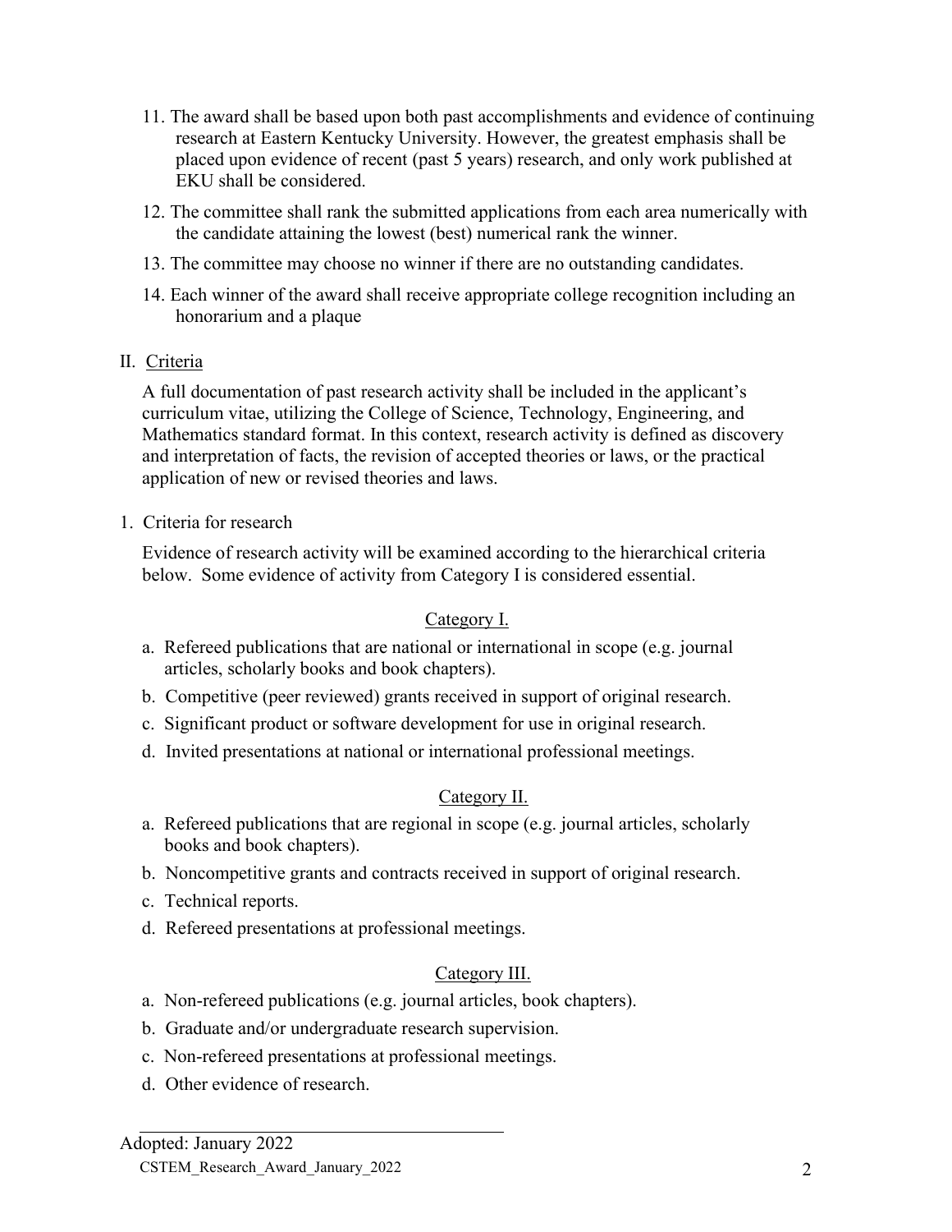11. The award shall be based upon both past accomplishments and evidence of continuing research at Eastern Kentucky University. However, the greatest emphasis shall be placed upon evidence of recent (past 5 years) research, and only work published at EKU shall be considered.
12. The committee shall rank the submitted applications from each area numerically with the candidate attaining the lowest (best) numerical rank the winner.
13. The committee may choose no winner if there are no outstanding candidates.
14. Each winner of the award shall receive appropriate college recognition including an honorarium and a plaque

## II. Criteria

A full documentation of past research activity shall be included in the applicant's curriculum vitae, utilizing the College of Science, Technology, Engineering, and Mathematics standard format. In this context, research activity is defined as discovery and interpretation of facts, the revision of accepted theories or laws, or the practical application of new or revised theories and laws.

### 1. Criteria for research

Evidence of research activity will be examined according to the hierarchical criteria below. Some evidence of activity from Category I is considered essential.

#### Category I.

a. Refereed publications that are national or international in scope (e.g. journal articles, scholarly books and book chapters).
b. Competitive (peer reviewed) grants received in support of original research.
c. Significant product or software development for use in original research.
d. Invited presentations at national or international professional meetings.

#### Category II.

a. Refereed publications that are regional in scope (e.g. journal articles, scholarly books and book chapters).
b. Noncompetitive grants and contracts received in support of original research.
c. Technical reports.
d. Refereed presentations at professional meetings.

#### Category III.

a. Non-refereed publications (e.g. journal articles, book chapters).
b. Graduate and/or undergraduate research supervision.
c. Non-refereed presentations at professional meetings.
d. Other evidence of research.

Adopted: January 2022